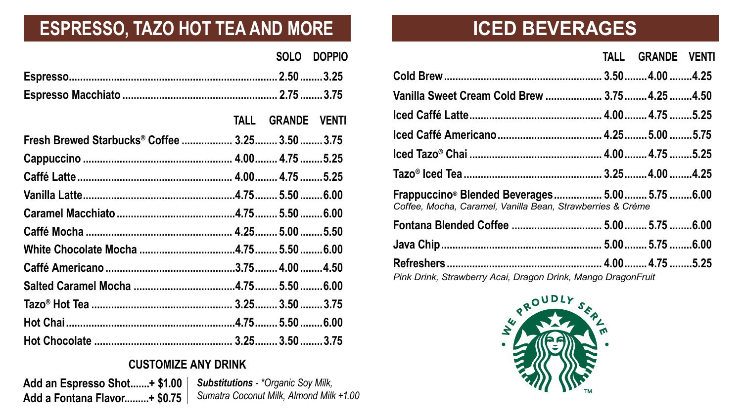## ESPRESSO, TAZO HOT TEA AND MORE

| | SOLO | DOPPIO |
|---|---|---|
| **Espresso** | 2.50 | 3.25 |
| **Espresso Macchiato** | 2.75 | 3.75 |

| | TALL | GRANDE | VENTI |
|---|---|---|---|
| **Fresh Brewed Starbucks® Coffee** | 3.25 | 3.50 | 3.75 |
| **Cappuccino** | 4.00 | 4.75 | 5.25 |
| **Caffé Latte** | 4.00 | 4.75 | 5.25 |
| **Vanilla Latte** | 4.75 | 5.50 | 6.00 |
| **Caramel Macchiato** | 4.75 | 5.50 | 6.00 |
| **Caffé Mocha** | 4.25 | 5.00 | 5.50 |
| **White Chocolate Mocha** | 4.75 | 5.50 | 6.00 |
| **Caffé Americano** | 3.75 | 4.00 | 4.50 |
| **Salted Caramel Mocha** | 4.75 | 5.50 | 6.00 |
| **Tazo® Hot Tea** | 3.25 | 3.50 | 3.75 |
| **Hot Chai** | 4.75 | 5.50 | 6.00 |
| **Hot Chocolate** | 3.25 | 3.50 | 3.75 |

### CUSTOMIZE ANY DRINK

**Add an Espresso Shot.......+ $1.00**
**Add a Fontana Flavor.........+ $0.75**

***Substitutions*** *- \*Organic Soy Milk, Sumatra Coconut Milk, Almond Milk +1.00*

## ICED BEVERAGES

| | TALL | GRANDE | VENTI |
|---|---|---|---|
| **Cold Brew** | 3.50 | 4.00 | 4.25 |
| **Vanilla Sweet Cream Cold Brew** | 3.75 | 4.25 | 4.50 |
| **Iced Caffé Latte** | 4.00 | 4.75 | 5.25 |
| **Iced Caffé Americano** | 4.25 | 5.00 | 5.75 |
| **Iced Tazo® Chai** | 4.00 | 4.75 | 5.25 |
| **Tazo® Iced Tea** | 3.25 | 4.00 | 4.25 |
| **Frappuccino® Blended Beverages** <br> *Coffee, Mocha, Caramel, Vanilla Bean, Strawberries & Crème* | 5.00 | 5.75 | 6.00 |
| **Fontana Blended Coffee** | 5.00 | 5.75 | 6.00 |
| **Java Chip** | 5.00 | 5.75 | 6.00 |
| **Refreshers** <br> *Pink Drink, Strawberry Acai, Dragon Drink, Mango DragonFruit* | 4.00 | 4.75 | 5.25 |

WE PROUDLY SERVE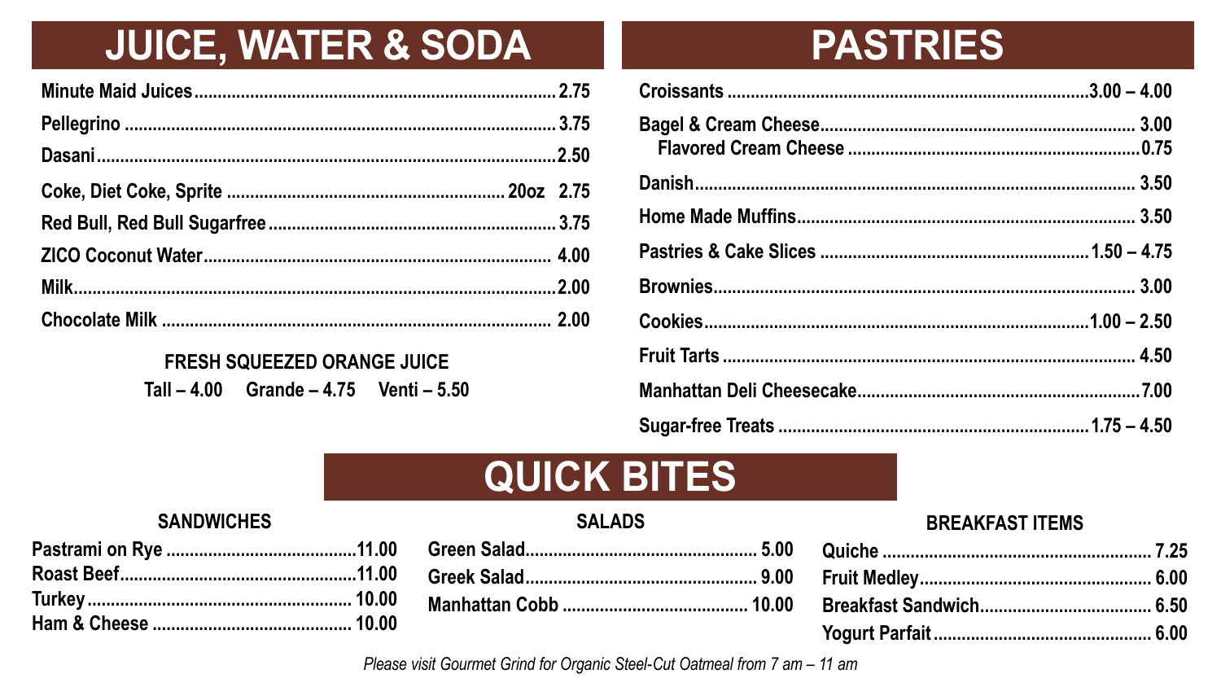## JUICE, WATER & SODA

| | |
|---|---|
| Minute Maid Juices | 2.75 |
| Pellegrino | 3.75 |
| Dasani | 2.50 |
| Coke, Diet Coke, Sprite 20oz | 2.75 |
| Red Bull, Red Bull Sugarfree | 3.75 |
| ZICO Coconut Water | 4.00 |
| Milk | 2.00 |
| Chocolate Milk | 2.00 |

**FRESH SQUEEZED ORANGE JUICE**

Tall – 4.00 Grande – 4.75 Venti – 5.50

## PASTRIES

| | |
|---|---|
| Croissants | 3.00 – 4.00 |
| Bagel & Cream Cheese | 3.00 |
| Flavored Cream Cheese | 0.75 |
| Danish | 3.50 |
| Home Made Muffins | 3.50 |
| Pastries & Cake Slices | 1.50 – 4.75 |
| Brownies | 3.00 |
| Cookies | 1.00 – 2.50 |
| Fruit Tarts | 4.50 |
| Manhattan Deli Cheesecake | 7.00 |
| Sugar-free Treats | 1.75 – 4.50 |

## QUICK BITES

### SANDWICHES

| | |
|---|---|
| Pastrami on Rye | 11.00 |
| Roast Beef | 11.00 |
| Turkey | 10.00 |
| Ham & Cheese | 10.00 |

### SALADS

| | |
|---|---|
| Green Salad | 5.00 |
| Greek Salad | 9.00 |
| Manhattan Cobb | 10.00 |

### BREAKFAST ITEMS

| | |
|---|---|
| Quiche | 7.25 |
| Fruit Medley | 6.00 |
| Breakfast Sandwich | 6.50 |
| Yogurt Parfait | 6.00 |

*Please visit Gourmet Grind for Organic Steel-Cut Oatmeal from 7 am – 11 am*